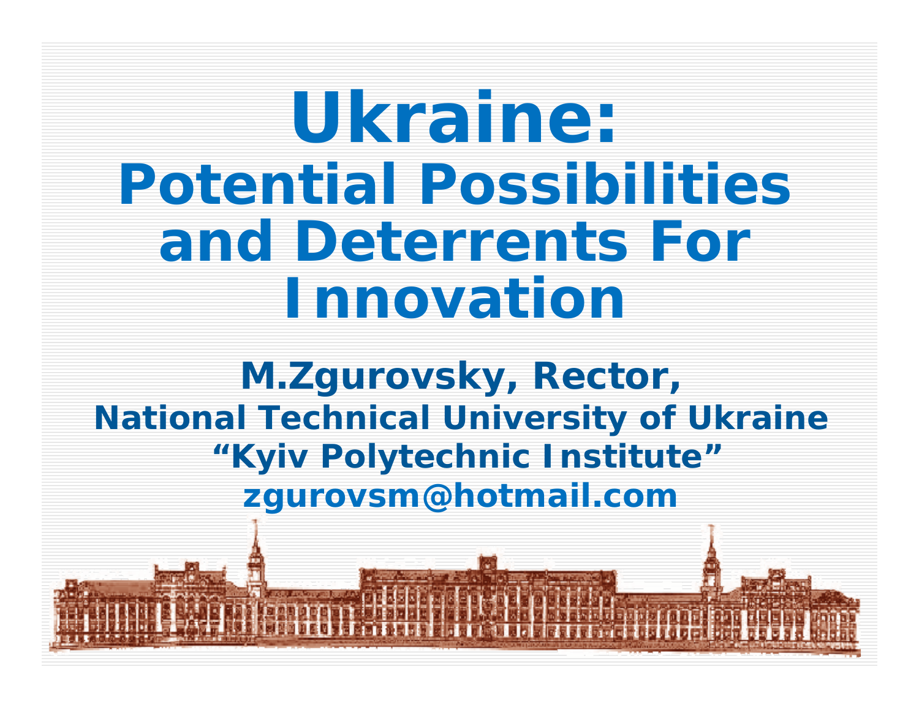# Ukraine:
## Potential Possibilities and Deterrents For Innovation

**M.Zgurovsky, Rector,**
**National Technical University of Ukraine**
**“Kyiv Polytechnic Institute”**
**zgurovsm@hotmail.com**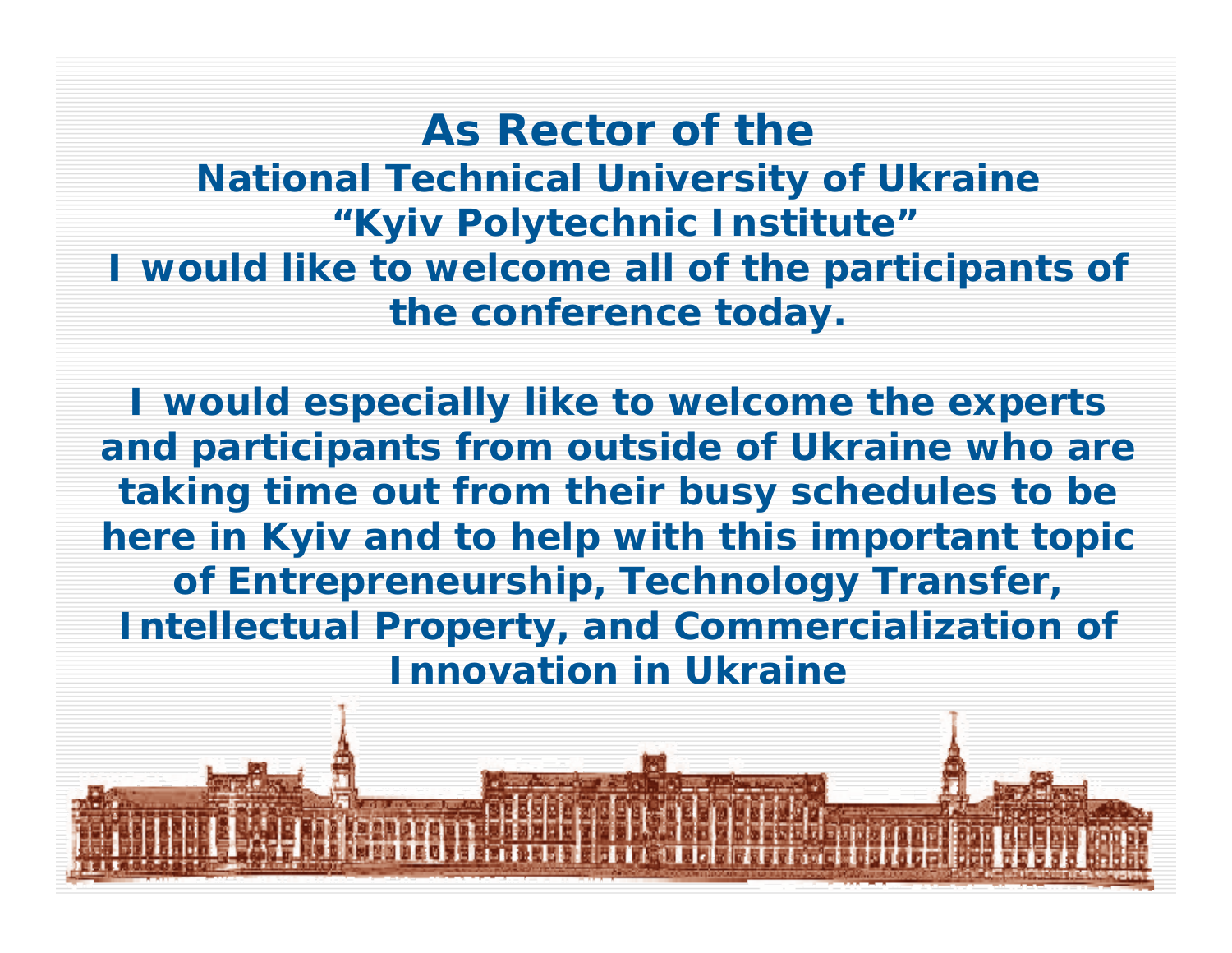# As Rector of the National Technical University of Ukraine "Kyiv Polytechnic Institute" I would like to welcome all of the participants of the conference today.

I would especially like to welcome the experts and participants from outside of Ukraine who are taking time out from their busy schedules to be here in Kyiv and to help with this important topic of Entrepreneurship, Technology Transfer, Intellectual Property, and Commercialization of Innovation in Ukraine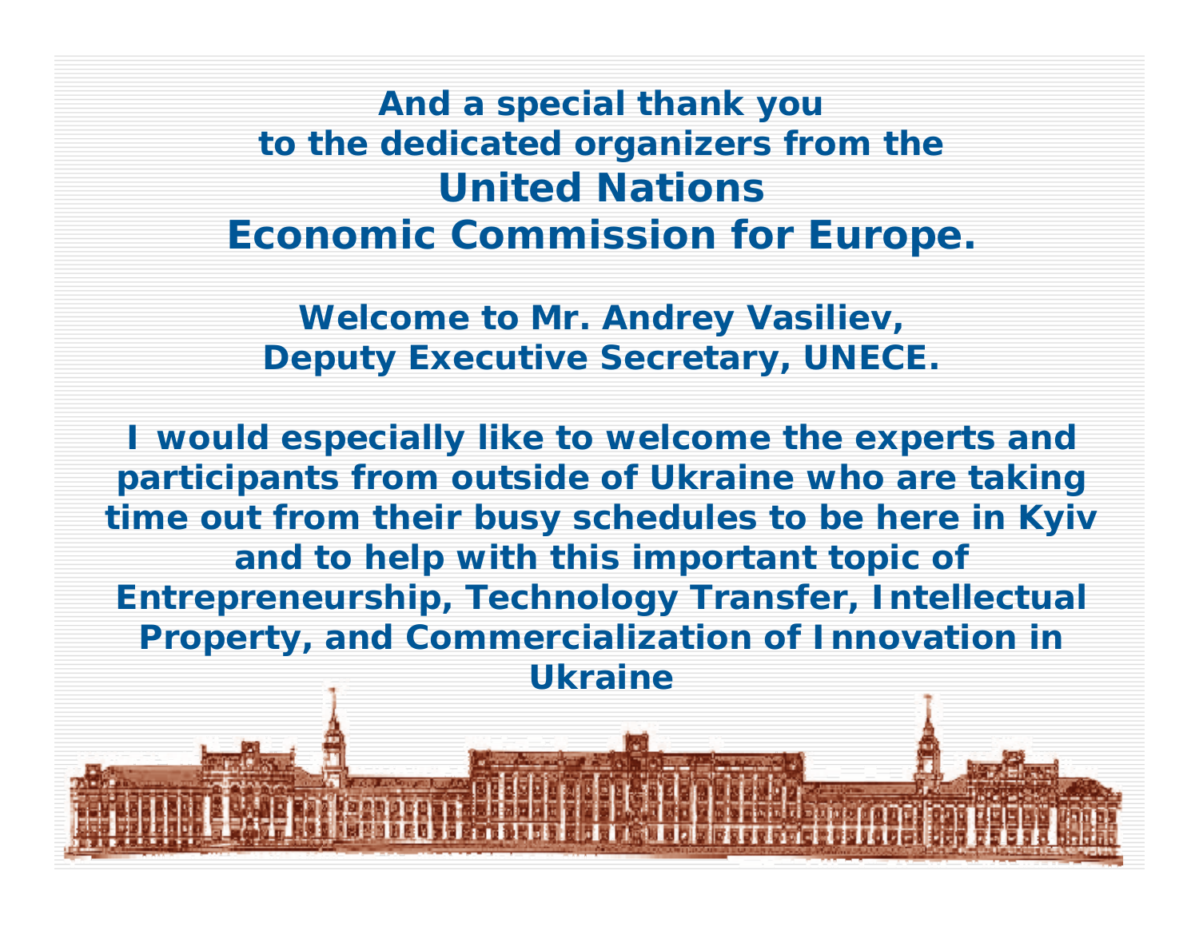**And a special thank you to the dedicated organizers from the**

## United Nations Economic Commission for Europe.

**Welcome to Mr. Andrey Vasiliev, Deputy Executive Secretary, UNECE.**

**I would especially like to welcome the experts and participants from outside of Ukraine who are taking time out from their busy schedules to be here in Kyiv and to help with this important topic of Entrepreneurship, Technology Transfer, Intellectual Property, and Commercialization of Innovation in Ukraine**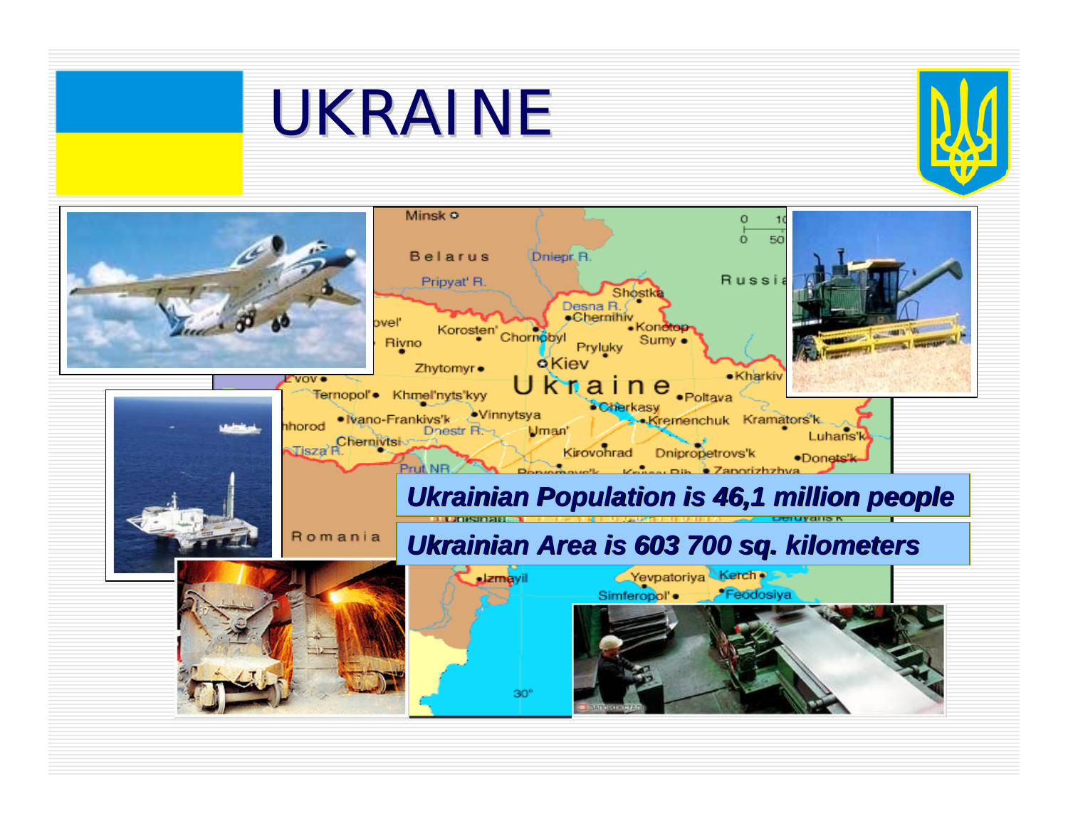# UKRAINE

***Ukrainian Population is 46,1 million people***

***Ukrainian Area is 603 700 sq. kilometers***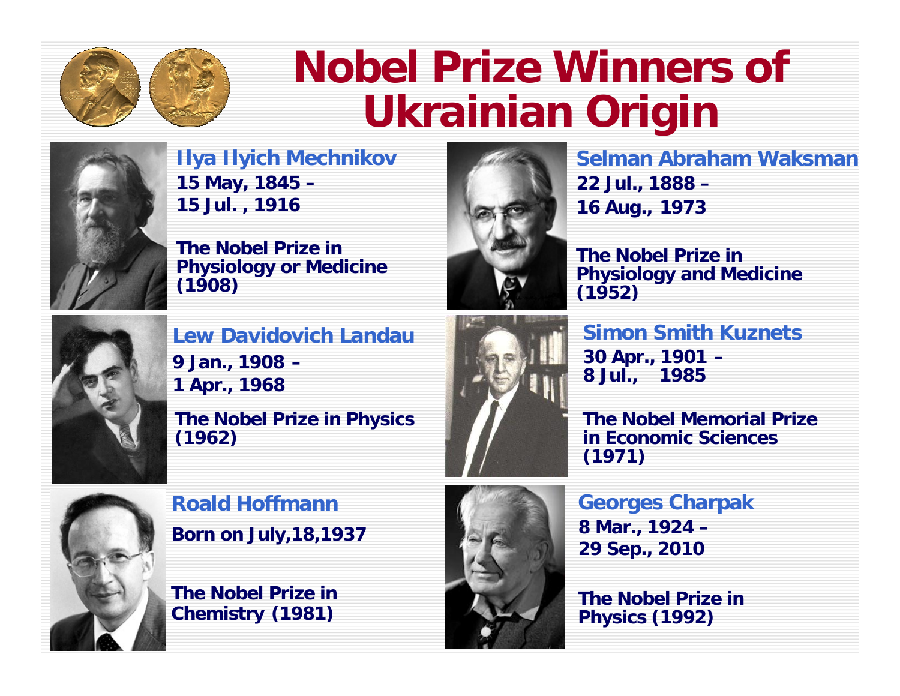# Nobel Prize Winners of Ukrainian Origin

**Ilya Ilyich Mechnikov**
**15 May, 1845 –**
**15 Jul. , 1916**

**The Nobel Prize in Physiology or Medicine (1908)**

**Selman Abraham Waksman**
**22 Jul., 1888 –**
**16 Aug., 1973**

**The Nobel Prize in Physiology and Medicine (1952)**

**Lew Davidovich Landau**
**9 Jan., 1908 –**
**1 Apr., 1968**

**The Nobel Prize in Physics (1962)**

**Simon Smith Kuznets**
**30 Apr., 1901 –**
**8 Jul., 1985**

**The Nobel Memorial Prize in Economic Sciences (1971)**

**Roald Hoffmann**
**Born on July,18,1937**

**The Nobel Prize in Chemistry (1981)**

**Georges Charpak**
**8 Mar., 1924 –**
**29 Sep., 2010**

**The Nobel Prize in Physics (1992)**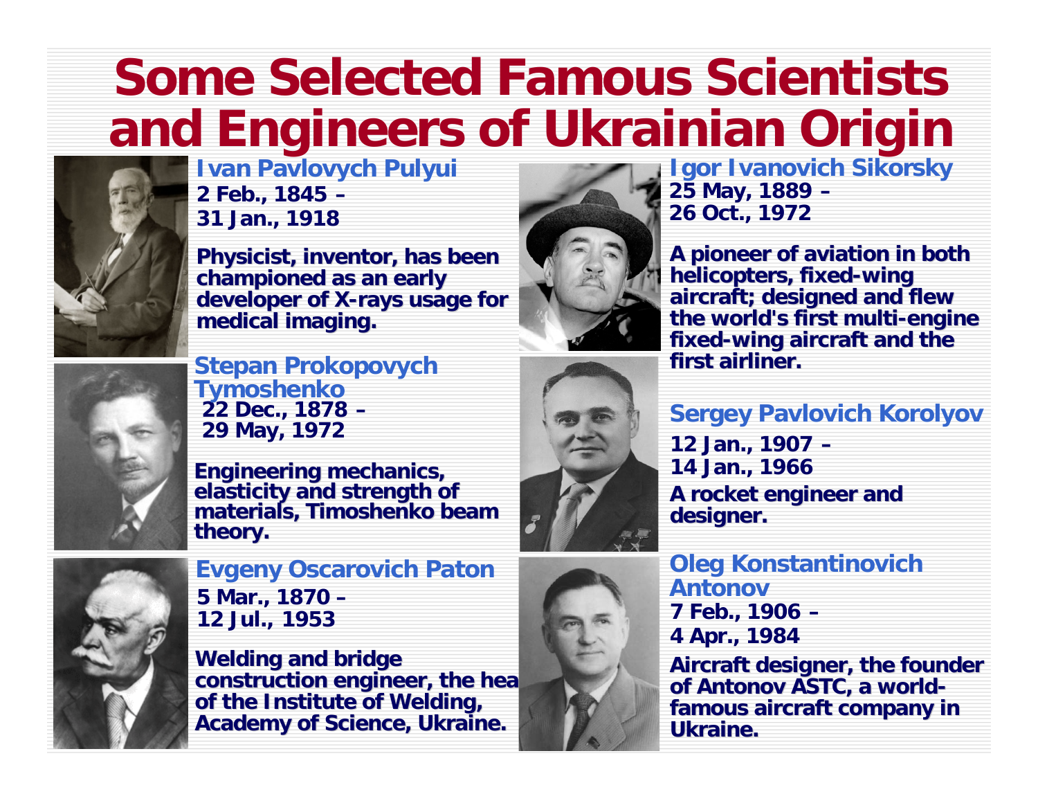# Some Selected Famous Scientists and Engineers of Ukrainian Origin

### Ivan Pavlovych Pulyui

**2 Feb., 1845 – 31 Jan., 1918**

**Physicist, inventor, has been championed as an early developer of X-rays usage for medical imaging.**

### Stepan Prokopovych Tymoshenko

**22 Dec., 1878 – 29 May, 1972**

**Engineering mechanics, elasticity and strength of materials, Timoshenko beam theory.**

### Evgeny Oscarovich Paton

**5 Mar., 1870 – 12 Jul., 1953**

**Welding and bridge construction engineer, the hea of the Institute of Welding, Academy of Science, Ukraine.**

### Igor Ivanovich Sikorsky

**25 May, 1889 – 26 Oct., 1972**

**A pioneer of aviation in both helicopters, fixed-wing aircraft; designed and flew the world's first multi-engine fixed-wing aircraft and the first airliner.**

### Sergey Pavlovich Korolyov

**12 Jan., 1907 – 14 Jan., 1966**

**A rocket engineer and designer.**

### Oleg Konstantinovich Antonov

**7 Feb., 1906 – 4 Apr., 1984**

**Aircraft designer, the founder of Antonov ASTC, a world-famous aircraft company in Ukraine.**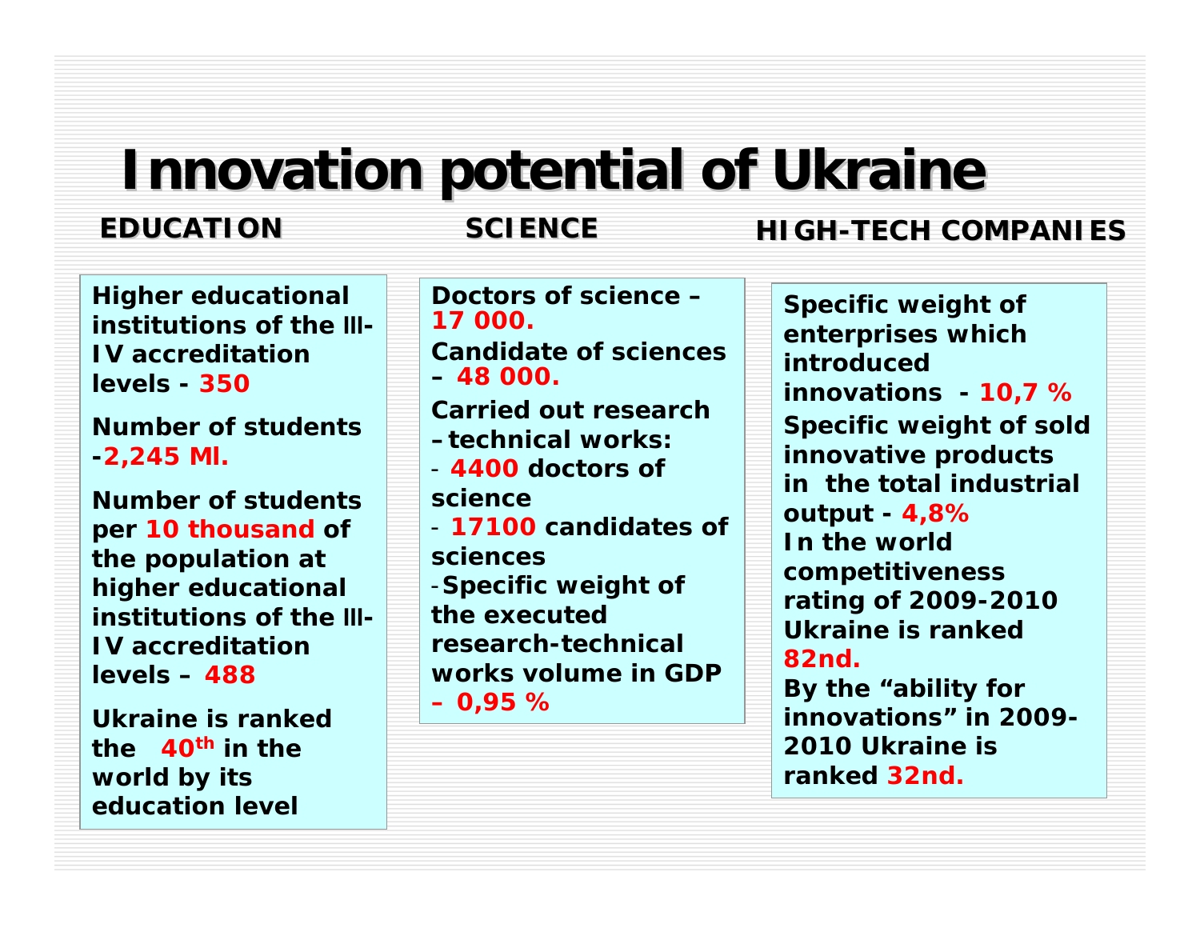# Innovation potential of Ukraine

## EDUCATION

**Higher educational institutions of the III-IV accreditation levels - 350**

**Number of students -2,245 Ml.**

**Number of students per 10 thousand of the population at higher educational institutions of the III-IV accreditation levels – 488**

**Ukraine is ranked the 40th in the world by its education level**

## SCIENCE

**Doctors of science – 17 000.**

**Candidate of sciences – 48 000.**

**Carried out research –technical works:**

- **4400 doctors of science**
- **17100 candidates of sciences**
- **Specific weight of the executed research-technical works volume in GDP – 0,95 %**

## HIGH-TECH COMPANIES

**Specific weight of enterprises which introduced innovations - 10,7 %**

**Specific weight of sold innovative products in the total industrial output - 4,8%**

**In the world competitiveness rating of 2009-2010 Ukraine is ranked 82nd.**

**By the "ability for innovations" in 2009-2010 Ukraine is ranked 32nd.**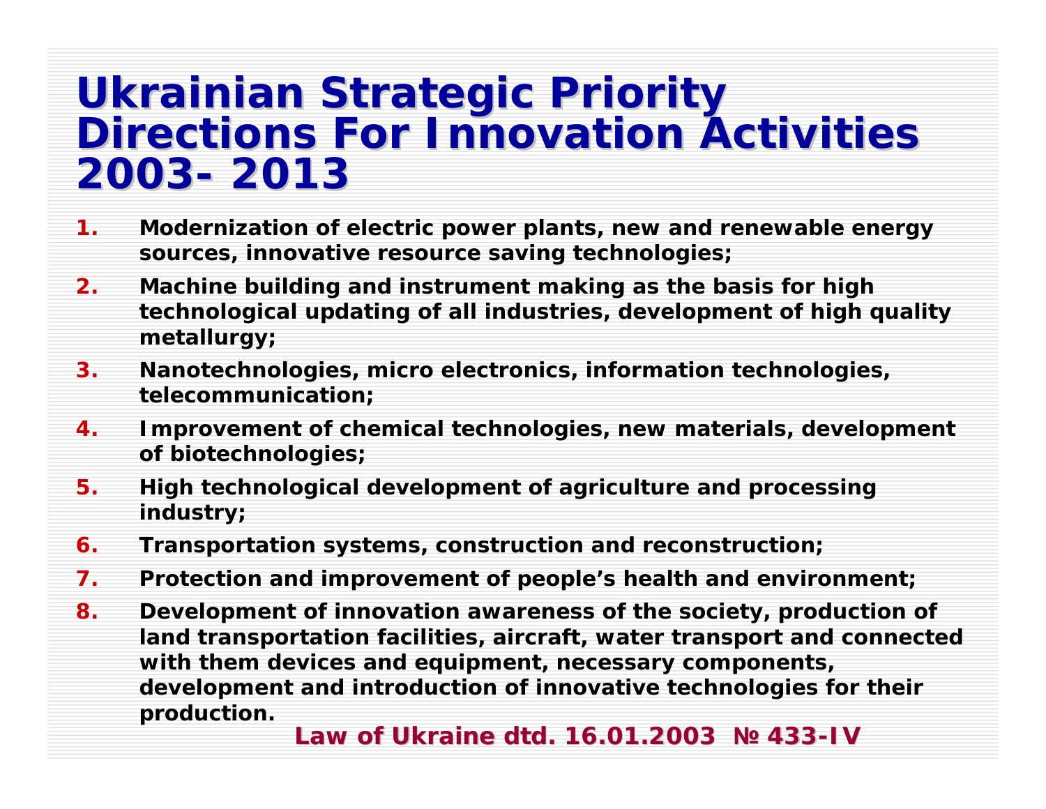# Ukrainian Strategic Priority Directions For Innovation Activities 2003- 2013

1. Modernization of electric power plants, new and renewable energy sources, innovative resource saving technologies;
2. Machine building and instrument making as the basis for high technological updating of all industries, development of high quality metallurgy;
3. Nanotechnologies, micro electronics, information technologies, telecommunication;
4. Improvement of chemical technologies, new materials, development of biotechnologies;
5. High technological development of agriculture and processing industry;
6. Transportation systems, construction and reconstruction;
7. Protection and improvement of people’s health and environment;
8. Development of innovation awareness of the society, production of land transportation facilities, aircraft, water transport and connected with them devices and equipment, necessary components, development and introduction of innovative technologies for their production.

**Law of Ukraine dtd. 16.01.2003 № 433-IV**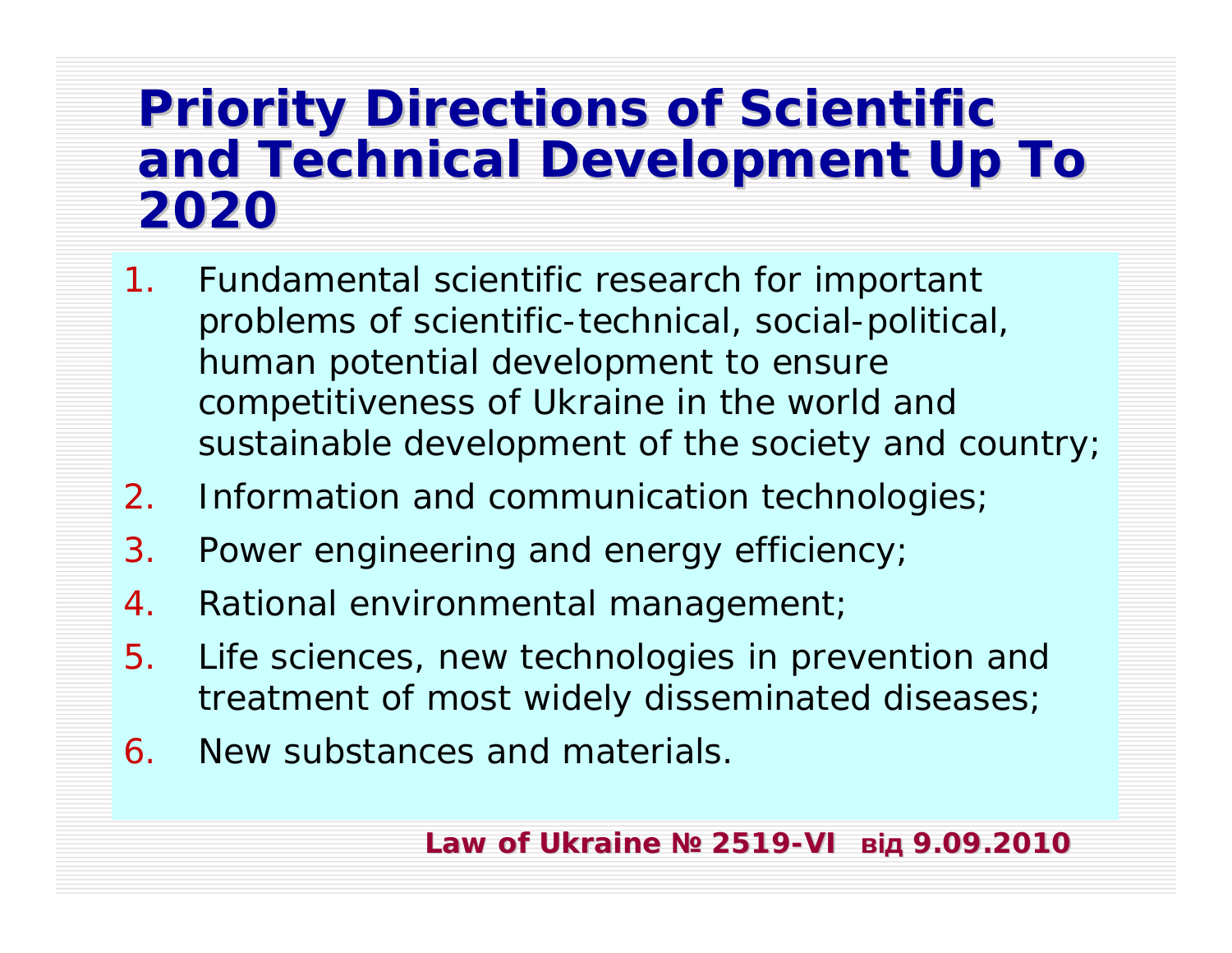# Priority Directions of Scientific and Technical Development Up To 2020

1. Fundamental scientific research for important problems of scientific-technical, social-political, human potential development to ensure competitiveness of Ukraine in the world and sustainable development of the society and country;
2. Information and communication technologies;
3. Power engineering and energy efficiency;
4. Rational environmental management;
5. Life sciences, new technologies in prevention and treatment of most widely disseminated diseases;
6. New substances and materials.

**Law of Ukraine № 2519-VI від 9.09.2010**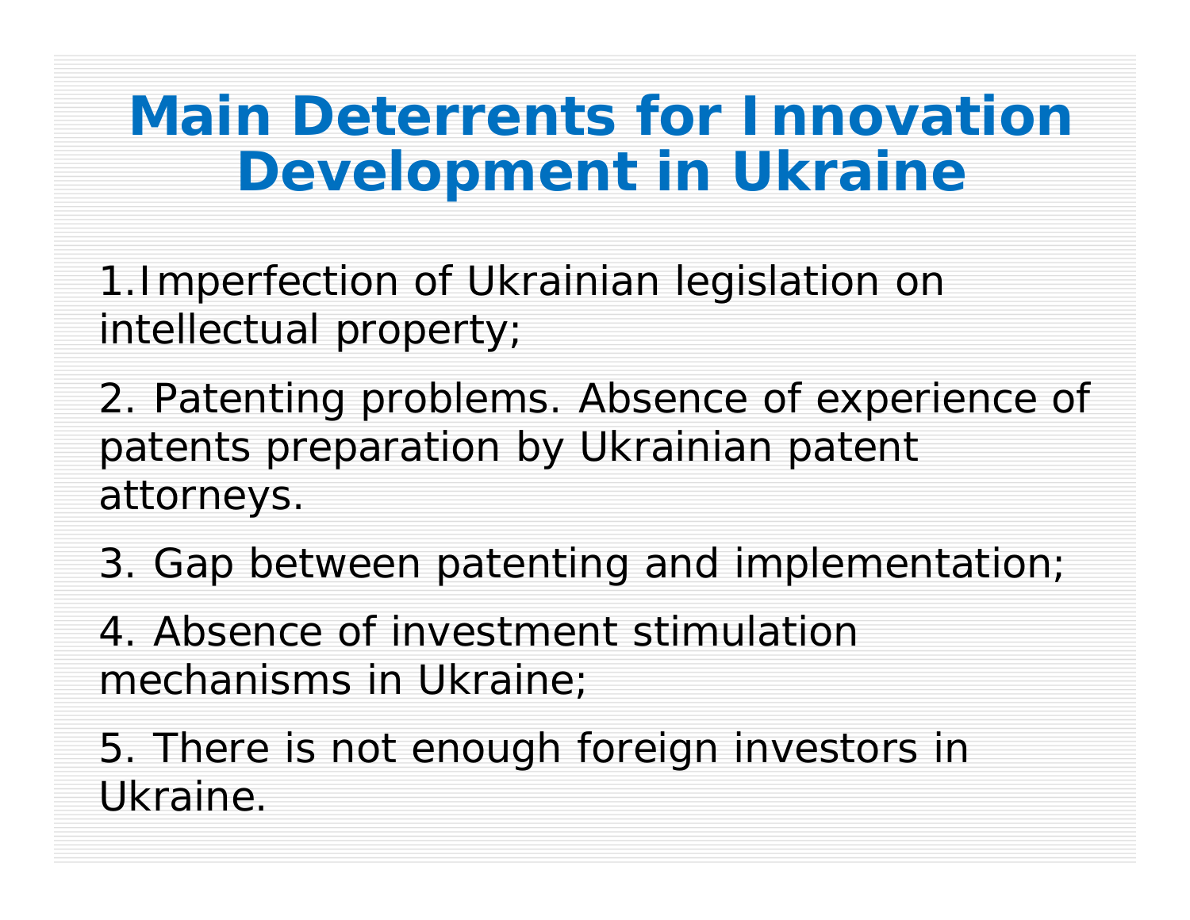# Main Deterrents for Innovation Development in Ukraine

1.Imperfection of Ukrainian legislation on intellectual property;

2. Patenting problems. Absence of experience of patents preparation by Ukrainian patent attorneys.

3. Gap between patenting and implementation;

4. Absence of investment stimulation mechanisms in Ukraine;

5. There is not enough foreign investors in Ukraine.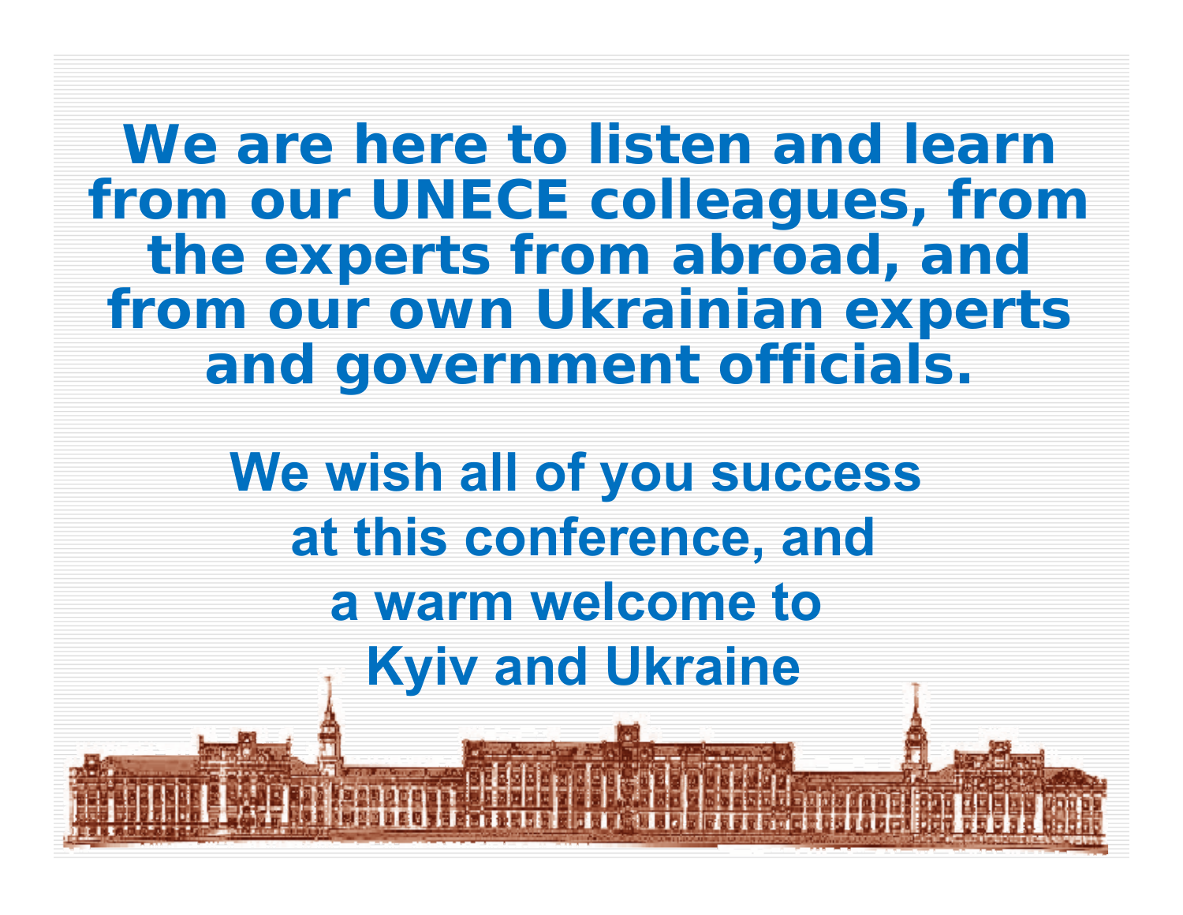**We are here to listen and learn from our UNECE colleagues, from the experts from abroad, and from our own Ukrainian experts and government officials.**

**We wish all of you success at this conference, and a warm welcome to Kyiv and Ukraine**